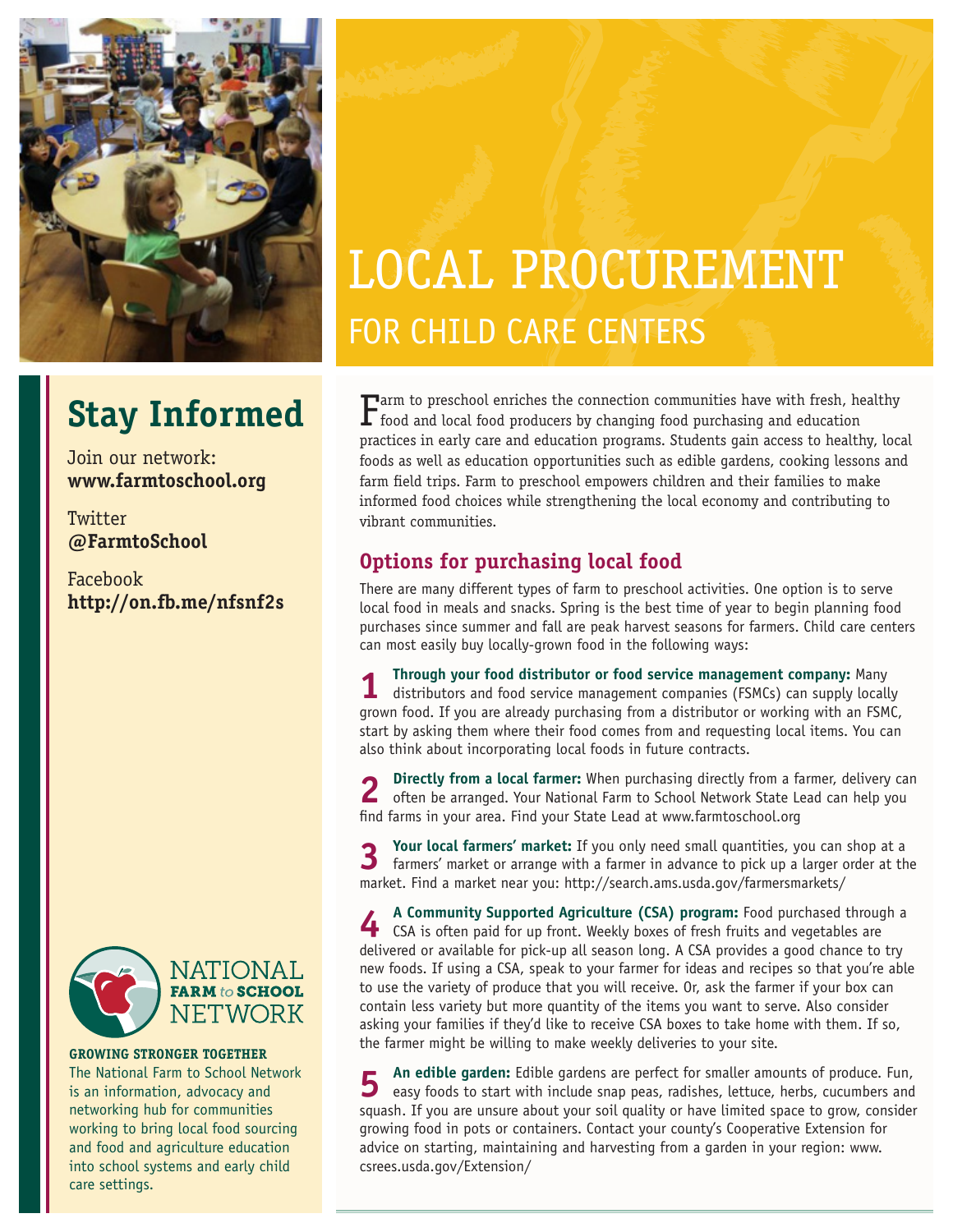# LOCAL PROCUREMENT

## FOR CHILD CARE CENTERS

Farm to preschool enriches the connection communities have with fresh, healthy food and local food producers by changing food purchasing and education practices in early care and education programs. Students gain access to healthy, local foods as well as education opportunities such as edible gardens, cooking lessons and farm field trips. Farm to preschool empowers children and their families to make informed food choices while strengthening the local economy and contributing to vibrant communities.

### Options for purchasing local food

There are many different types of farm to preschool activities. One option is to serve local food in meals and snacks. Spring is the best time of year to begin planning food purchases since summer and fall are peak harvest seasons for farmers. Child care centers can most easily buy locally-grown food in the following ways:

**1** **Through your food distributor or food service management company:** Many distributors and food service management companies (FSMCs) can supply locally grown food. If you are already purchasing from a distributor or working with an FSMC, start by asking them where their food comes from and requesting local items. You can also think about incorporating local foods in future contracts.

**2** **Directly from a local farmer:** When purchasing directly from a farmer, delivery can often be arranged. Your National Farm to School Network State Lead can help you find farms in your area. Find your State Lead at www.farmtoschool.org

**3** **Your local farmers' market:** If you only need small quantities, you can shop at a farmers' market or arrange with a farmer in advance to pick up a larger order at the market. Find a market near you: http://search.ams.usda.gov/farmersmarkets/

**4** **A Community Supported Agriculture (CSA) program:** Food purchased through a CSA is often paid for up front. Weekly boxes of fresh fruits and vegetables are delivered or available for pick-up all season long. A CSA provides a good chance to try new foods. If using a CSA, speak to your farmer for ideas and recipes so that you're able to use the variety of produce that you will receive. Or, ask the farmer if your box can contain less variety but more quantity of the items you want to serve. Also consider asking your families if they'd like to receive CSA boxes to take home with them. If so, the farmer might be willing to make weekly deliveries to your site.

**5** **An edible garden:** Edible gardens are perfect for smaller amounts of produce. Fun, easy foods to start with include snap peas, radishes, lettuce, herbs, cucumbers and squash. If you are unsure about your soil quality or have limited space to grow, consider growing food in pots or containers. Contact your county's Cooperative Extension for advice on starting, maintaining and harvesting from a garden in your region: www.csrees.usda.gov/Extension/

## Stay Informed

Join our network:
**www.farmtoschool.org**

Twitter
**@FarmtoSchool**

Facebook
**http://on.fb.me/nfsnf2s**

NATIONAL FARM *to* SCHOOL NETWORK

**GROWING STRONGER TOGETHER**

The National Farm to School Network is an information, advocacy and networking hub for communities working to bring local food sourcing and food and agriculture education into school systems and early child care settings.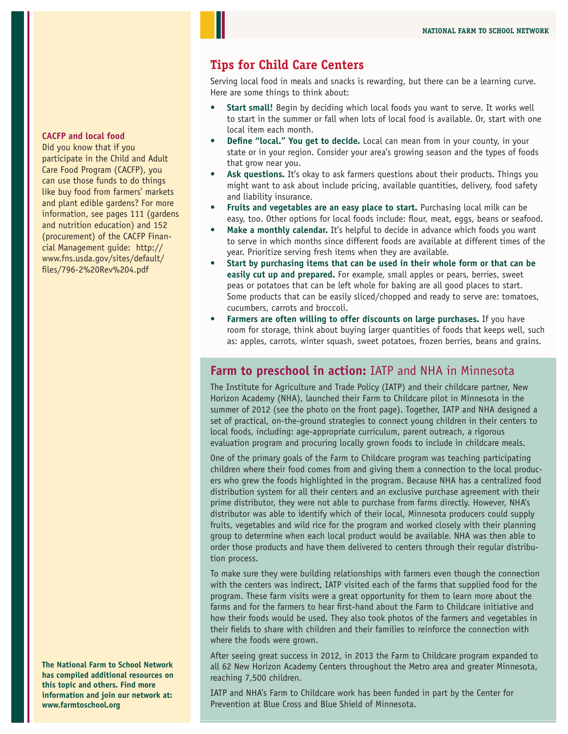## Tips for Child Care Centers

Serving local food in meals and snacks is rewarding, but there can be a learning curve. Here are some things to think about:

- **Start small!** Begin by deciding which local foods you want to serve. It works well to start in the summer or fall when lots of local food is available. Or, start with one local item each month.
- **Define "local." You get to decide.** Local can mean from in your county, in your state or in your region. Consider your area's growing season and the types of foods that grow near you.
- **Ask questions.** It's okay to ask farmers questions about their products. Things you might want to ask about include pricing, available quantities, delivery, food safety and liability insurance.
- **Fruits and vegetables are an easy place to start.** Purchasing local milk can be easy, too. Other options for local foods include: flour, meat, eggs, beans or seafood.
- **Make a monthly calendar.** It's helpful to decide in advance which foods you want to serve in which months since different foods are available at different times of the year. Prioritize serving fresh items when they are available.
- **Start by purchasing items that can be used in their whole form or that can be easily cut up and prepared.** For example, small apples or pears, berries, sweet peas or potatoes that can be left whole for baking are all good places to start. Some products that can be easily sliced/chopped and ready to serve are: tomatoes, cucumbers, carrots and broccoli.
- **Farmers are often willing to offer discounts on large purchases.** If you have room for storage, think about buying larger quantities of foods that keeps well, such as: apples, carrots, winter squash, sweet potatoes, frozen berries, beans and grains.

## Farm to preschool in action: IATP and NHA in Minnesota

The Institute for Agriculture and Trade Policy (IATP) and their childcare partner, New Horizon Academy (NHA), launched their Farm to Childcare pilot in Minnesota in the summer of 2012 (see the photo on the front page). Together, IATP and NHA designed a set of practical, on-the-ground strategies to connect young children in their centers to local foods, including: age-appropriate curriculum, parent outreach, a rigorous evaluation program and procuring locally grown foods to include in childcare meals.

One of the primary goals of the Farm to Childcare program was teaching participating children where their food comes from and giving them a connection to the local producers who grew the foods highlighted in the program. Because NHA has a centralized food distribution system for all their centers and an exclusive purchase agreement with their prime distributor, they were not able to purchase from farms directly. However, NHA's distributor was able to identify which of their local, Minnesota producers could supply fruits, vegetables and wild rice for the program and worked closely with their planning group to determine when each local product would be available. NHA was then able to order those products and have them delivered to centers through their regular distribution process.

To make sure they were building relationships with farmers even though the connection with the centers was indirect, IATP visited each of the farms that supplied food for the program. These farm visits were a great opportunity for them to learn more about the farms and for the farmers to hear first-hand about the Farm to Childcare initiative and how their foods would be used. They also took photos of the farmers and vegetables in their fields to share with children and their families to reinforce the connection with where the foods were grown.

After seeing great success in 2012, in 2013 the Farm to Childcare program expanded to all 62 New Horizon Academy Centers throughout the Metro area and greater Minnesota, reaching 7,500 children.

IATP and NHA's Farm to Childcare work has been funded in part by the Center for Prevention at Blue Cross and Blue Shield of Minnesota.

**CACFP and local food**

Did you know that if you participate in the Child and Adult Care Food Program (CACFP), you can use those funds to do things like buy food from farmers' markets and plant edible gardens? For more information, see pages 111 (gardens and nutrition education) and 152 (procurement) of the CACFP Financial Management guide: http://www.fns.usda.gov/sites/default/files/796-2%20Rev%204.pdf

**The National Farm to School Network has compiled additional resources on this topic and others. Find more information and join our network at: www.farmtoschool.org**